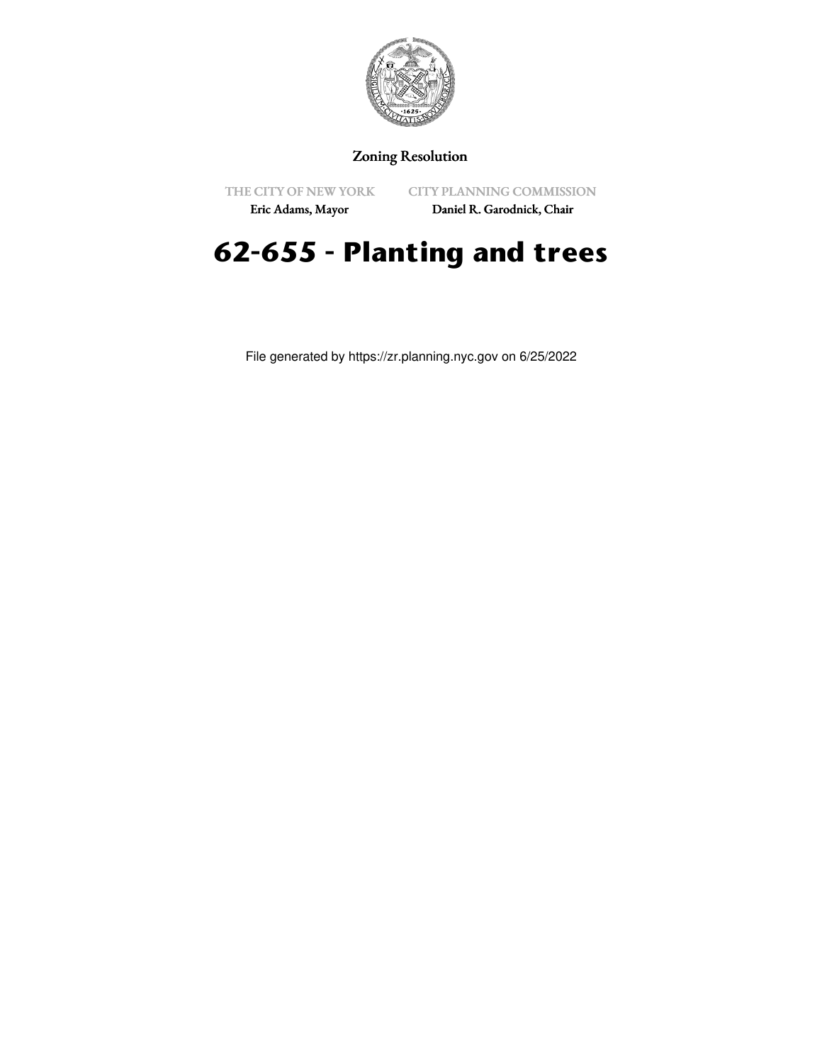Zoning Resolution

THE CITY OF NEW YORK
Eric Adams, Mayor

CITY PLANNING COMMISSION
Daniel R. Garodnick, Chair

# 62-655 - Planting and trees

File generated by https://zr.planning.nyc.gov on 6/25/2022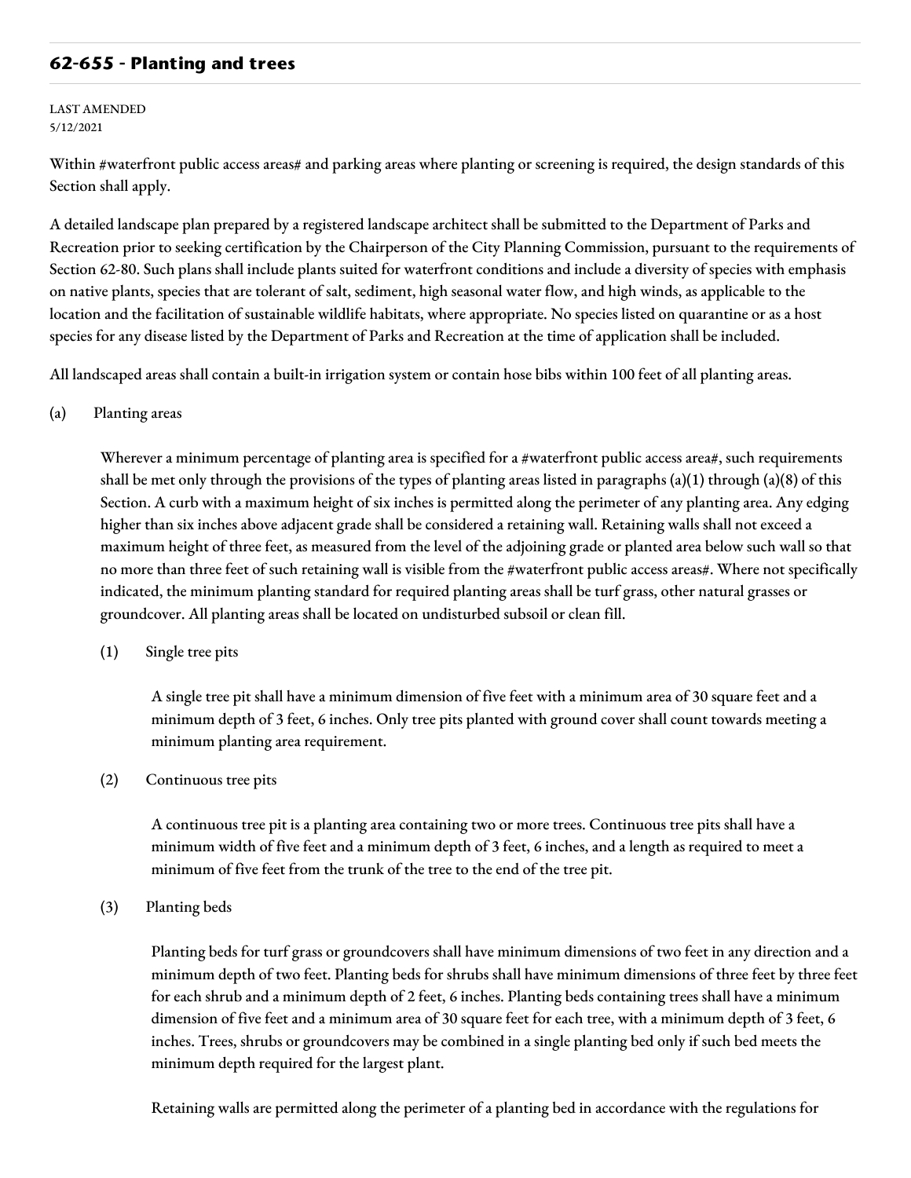## 62-655 - Planting and trees

LAST AMENDED
5/12/2021

Within #waterfront public access areas# and parking areas where planting or screening is required, the design standards of this Section shall apply.

A detailed landscape plan prepared by a registered landscape architect shall be submitted to the Department of Parks and Recreation prior to seeking certification by the Chairperson of the City Planning Commission, pursuant to the requirements of Section 62-80. Such plans shall include plants suited for waterfront conditions and include a diversity of species with emphasis on native plants, species that are tolerant of salt, sediment, high seasonal water flow, and high winds, as applicable to the location and the facilitation of sustainable wildlife habitats, where appropriate. No species listed on quarantine or as a host species for any disease listed by the Department of Parks and Recreation at the time of application shall be included.

All landscaped areas shall contain a built-in irrigation system or contain hose bibs within 100 feet of all planting areas.

(a) Planting areas

Wherever a minimum percentage of planting area is specified for a #waterfront public access area#, such requirements shall be met only through the provisions of the types of planting areas listed in paragraphs (a)(1) through (a)(8) of this Section. A curb with a maximum height of six inches is permitted along the perimeter of any planting area. Any edging higher than six inches above adjacent grade shall be considered a retaining wall. Retaining walls shall not exceed a maximum height of three feet, as measured from the level of the adjoining grade or planted area below such wall so that no more than three feet of such retaining wall is visible from the #waterfront public access areas#. Where not specifically indicated, the minimum planting standard for required planting areas shall be turf grass, other natural grasses or groundcover. All planting areas shall be located on undisturbed subsoil or clean fill.

(1) Single tree pits

A single tree pit shall have a minimum dimension of five feet with a minimum area of 30 square feet and a minimum depth of 3 feet, 6 inches. Only tree pits planted with ground cover shall count towards meeting a minimum planting area requirement.

(2) Continuous tree pits

A continuous tree pit is a planting area containing two or more trees. Continuous tree pits shall have a minimum width of five feet and a minimum depth of 3 feet, 6 inches, and a length as required to meet a minimum of five feet from the trunk of the tree to the end of the tree pit.

(3) Planting beds

Planting beds for turf grass or groundcovers shall have minimum dimensions of two feet in any direction and a minimum depth of two feet. Planting beds for shrubs shall have minimum dimensions of three feet by three feet for each shrub and a minimum depth of 2 feet, 6 inches. Planting beds containing trees shall have a minimum dimension of five feet and a minimum area of 30 square feet for each tree, with a minimum depth of 3 feet, 6 inches. Trees, shrubs or groundcovers may be combined in a single planting bed only if such bed meets the minimum depth required for the largest plant.

Retaining walls are permitted along the perimeter of a planting bed in accordance with the regulations for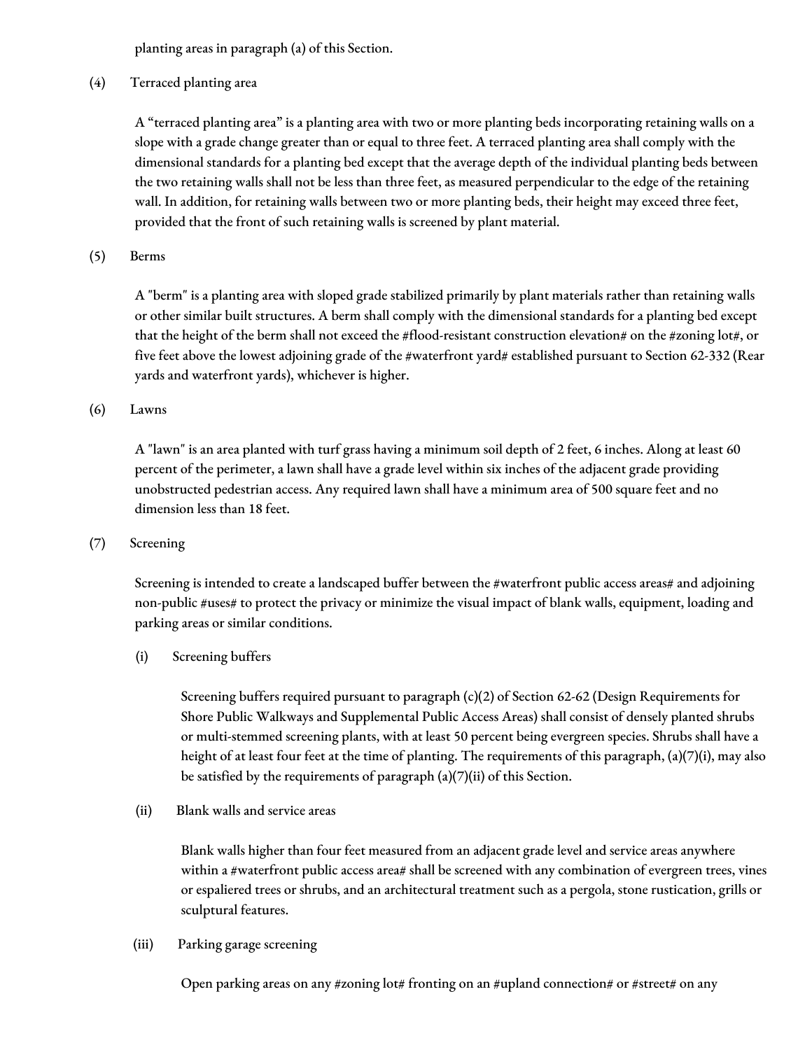planting areas in paragraph (a) of this Section.

(4) Terraced planting area

A “terraced planting area” is a planting area with two or more planting beds incorporating retaining walls on a slope with a grade change greater than or equal to three feet. A terraced planting area shall comply with the dimensional standards for a planting bed except that the average depth of the individual planting beds between the two retaining walls shall not be less than three feet, as measured perpendicular to the edge of the retaining wall. In addition, for retaining walls between two or more planting beds, their height may exceed three feet, provided that the front of such retaining walls is screened by plant material.

(5) Berms

A "berm" is a planting area with sloped grade stabilized primarily by plant materials rather than retaining walls or other similar built structures. A berm shall comply with the dimensional standards for a planting bed except that the height of the berm shall not exceed the #flood-resistant construction elevation# on the #zoning lot#, or five feet above the lowest adjoining grade of the #waterfront yard# established pursuant to Section 62-332 (Rear yards and waterfront yards), whichever is higher.

(6) Lawns

A "lawn" is an area planted with turf grass having a minimum soil depth of 2 feet, 6 inches. Along at least 60 percent of the perimeter, a lawn shall have a grade level within six inches of the adjacent grade providing unobstructed pedestrian access. Any required lawn shall have a minimum area of 500 square feet and no dimension less than 18 feet.

(7) Screening

Screening is intended to create a landscaped buffer between the #waterfront public access areas# and adjoining non-public #uses# to protect the privacy or minimize the visual impact of blank walls, equipment, loading and parking areas or similar conditions.

(i) Screening buffers

Screening buffers required pursuant to paragraph (c)(2) of Section 62-62 (Design Requirements for Shore Public Walkways and Supplemental Public Access Areas) shall consist of densely planted shrubs or multi-stemmed screening plants, with at least 50 percent being evergreen species. Shrubs shall have a height of at least four feet at the time of planting. The requirements of this paragraph, (a)(7)(i), may also be satisfied by the requirements of paragraph (a)(7)(ii) of this Section.

(ii) Blank walls and service areas

Blank walls higher than four feet measured from an adjacent grade level and service areas anywhere within a #waterfront public access area# shall be screened with any combination of evergreen trees, vines or espaliered trees or shrubs, and an architectural treatment such as a pergola, stone rustication, grills or sculptural features.

(iii) Parking garage screening

Open parking areas on any #zoning lot# fronting on an #upland connection# or #street# on any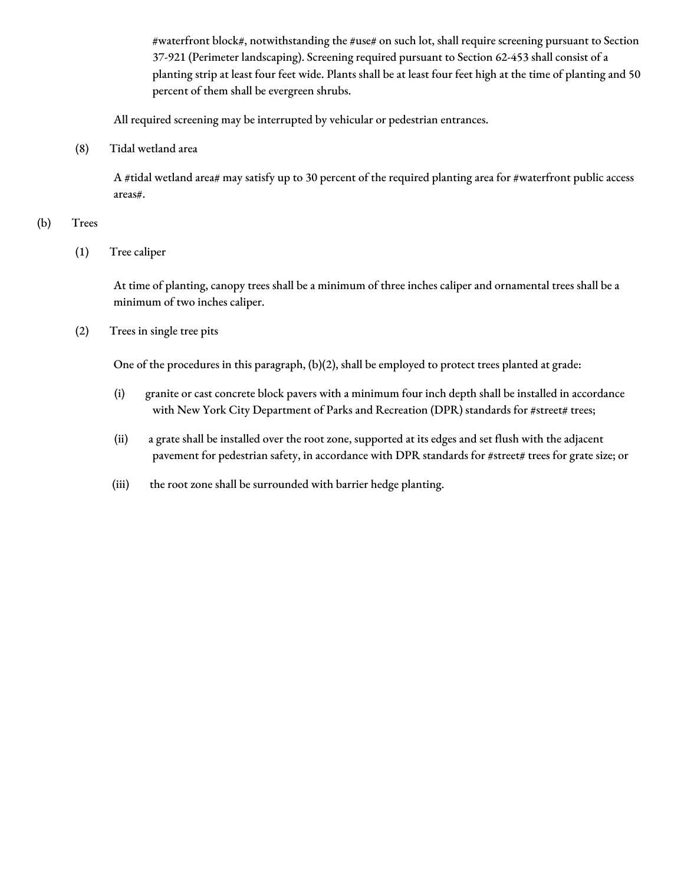#waterfront block#, notwithstanding the #use# on such lot, shall require screening pursuant to Section 37-921 (Perimeter landscaping). Screening required pursuant to Section 62-453 shall consist of a planting strip at least four feet wide. Plants shall be at least four feet high at the time of planting and 50 percent of them shall be evergreen shrubs.

All required screening may be interrupted by vehicular or pedestrian entrances.

(8) Tidal wetland area

A #tidal wetland area# may satisfy up to 30 percent of the required planting area for #waterfront public access areas#.

(b) Trees

(1) Tree caliper

At time of planting, canopy trees shall be a minimum of three inches caliper and ornamental trees shall be a minimum of two inches caliper.

(2) Trees in single tree pits

One of the procedures in this paragraph, (b)(2), shall be employed to protect trees planted at grade:

(i) granite or cast concrete block pavers with a minimum four inch depth shall be installed in accordance with New York City Department of Parks and Recreation (DPR) standards for #street# trees;

(ii) a grate shall be installed over the root zone, supported at its edges and set flush with the adjacent pavement for pedestrian safety, in accordance with DPR standards for #street# trees for grate size; or

(iii) the root zone shall be surrounded with barrier hedge planting.